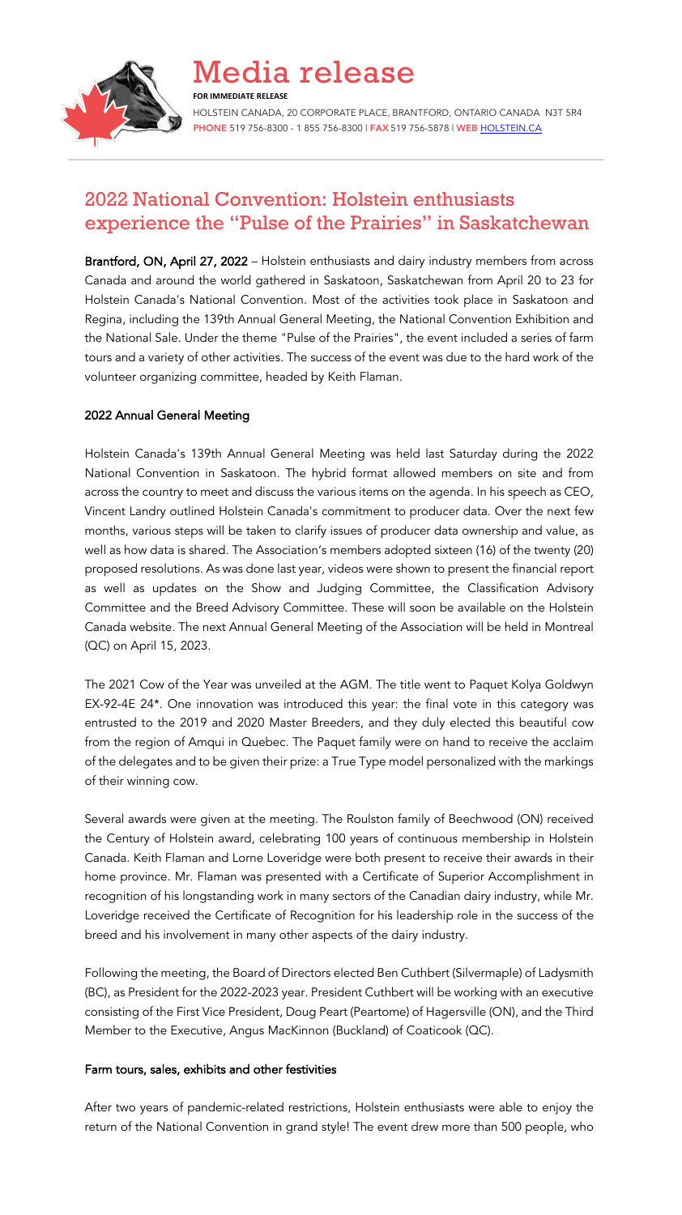# Media release

**FOR IMMEDIATE RELEASE**

HOLSTEIN CANADA, 20 CORPORATE PLACE, BRANTFORD, ONTARIO CANADA N3T 5R4
**PHONE** 519 756-8300 - 1 855 756-8300 | **FAX** 519 756-5878 | **WEB** HOLSTEIN.CA

## 2022 National Convention: Holstein enthusiasts experience the "Pulse of the Prairies" in Saskatchewan

**Brantford, ON, April 27, 2022** – Holstein enthusiasts and dairy industry members from across Canada and around the world gathered in Saskatoon, Saskatchewan from April 20 to 23 for Holstein Canada's National Convention. Most of the activities took place in Saskatoon and Regina, including the 139th Annual General Meeting, the National Convention Exhibition and the National Sale. Under the theme "Pulse of the Prairies", the event included a series of farm tours and a variety of other activities. The success of the event was due to the hard work of the volunteer organizing committee, headed by Keith Flaman.

### 2022 Annual General Meeting

Holstein Canada's 139th Annual General Meeting was held last Saturday during the 2022 National Convention in Saskatoon. The hybrid format allowed members on site and from across the country to meet and discuss the various items on the agenda. In his speech as CEO, Vincent Landry outlined Holstein Canada's commitment to producer data. Over the next few months, various steps will be taken to clarify issues of producer data ownership and value, as well as how data is shared. The Association's members adopted sixteen (16) of the twenty (20) proposed resolutions. As was done last year, videos were shown to present the financial report as well as updates on the Show and Judging Committee, the Classification Advisory Committee and the Breed Advisory Committee. These will soon be available on the Holstein Canada website. The next Annual General Meeting of the Association will be held in Montreal (QC) on April 15, 2023.

The 2021 Cow of the Year was unveiled at the AGM. The title went to Paquet Kolya Goldwyn EX-92-4E 24*. One innovation was introduced this year: the final vote in this category was entrusted to the 2019 and 2020 Master Breeders, and they duly elected this beautiful cow from the region of Amqui in Quebec. The Paquet family were on hand to receive the acclaim of the delegates and to be given their prize: a True Type model personalized with the markings of their winning cow.

Several awards were given at the meeting. The Roulston family of Beechwood (ON) received the Century of Holstein award, celebrating 100 years of continuous membership in Holstein Canada. Keith Flaman and Lorne Loveridge were both present to receive their awards in their home province. Mr. Flaman was presented with a Certificate of Superior Accomplishment in recognition of his longstanding work in many sectors of the Canadian dairy industry, while Mr. Loveridge received the Certificate of Recognition for his leadership role in the success of the breed and his involvement in many other aspects of the dairy industry.

Following the meeting, the Board of Directors elected Ben Cuthbert (Silvermaple) of Ladysmith (BC), as President for the 2022-2023 year. President Cuthbert will be working with an executive consisting of the First Vice President, Doug Peart (Peartome) of Hagersville (ON), and the Third Member to the Executive, Angus MacKinnon (Buckland) of Coaticook (QC).

### Farm tours, sales, exhibits and other festivities

After two years of pandemic-related restrictions, Holstein enthusiasts were able to enjoy the return of the National Convention in grand style! The event drew more than 500 people, who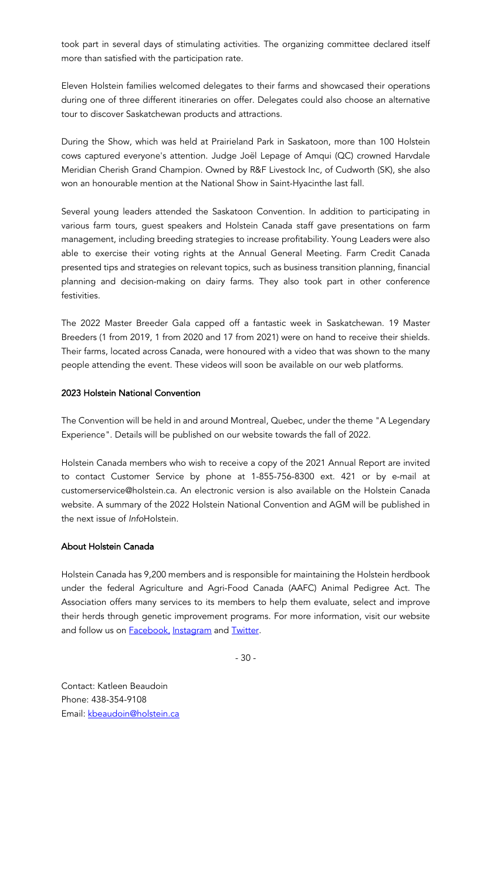took part in several days of stimulating activities. The organizing committee declared itself more than satisfied with the participation rate.

Eleven Holstein families welcomed delegates to their farms and showcased their operations during one of three different itineraries on offer. Delegates could also choose an alternative tour to discover Saskatchewan products and attractions.

During the Show, which was held at Prairieland Park in Saskatoon, more than 100 Holstein cows captured everyone's attention. Judge Joël Lepage of Amqui (QC) crowned Harvdale Meridian Cherish Grand Champion. Owned by R&F Livestock Inc, of Cudworth (SK), she also won an honourable mention at the National Show in Saint-Hyacinthe last fall.

Several young leaders attended the Saskatoon Convention. In addition to participating in various farm tours, guest speakers and Holstein Canada staff gave presentations on farm management, including breeding strategies to increase profitability. Young Leaders were also able to exercise their voting rights at the Annual General Meeting. Farm Credit Canada presented tips and strategies on relevant topics, such as business transition planning, financial planning and decision-making on dairy farms. They also took part in other conference festivities.

The 2022 Master Breeder Gala capped off a fantastic week in Saskatchewan. 19 Master Breeders (1 from 2019, 1 from 2020 and 17 from 2021) were on hand to receive their shields. Their farms, located across Canada, were honoured with a video that was shown to the many people attending the event. These videos will soon be available on our web platforms.

**2023 Holstein National Convention**

The Convention will be held in and around Montreal, Quebec, under the theme "A Legendary Experience". Details will be published on our website towards the fall of 2022.

Holstein Canada members who wish to receive a copy of the 2021 Annual Report are invited to contact Customer Service by phone at 1-855-756-8300 ext. 421 or by e-mail at customerservice@holstein.ca. An electronic version is also available on the Holstein Canada website. A summary of the 2022 Holstein National Convention and AGM will be published in the next issue of *Info*Holstein.

**About Holstein Canada**

Holstein Canada has 9,200 members and is responsible for maintaining the Holstein herdbook under the federal Agriculture and Agri-Food Canada (AAFC) Animal Pedigree Act. The Association offers many services to its members to help them evaluate, select and improve their herds through genetic improvement programs. For more information, visit our website and follow us on Facebook, Instagram and Twitter.

- 30 -

Contact: Katleen Beaudoin
Phone: 438-354-9108
Email: kbeaudoin@holstein.ca